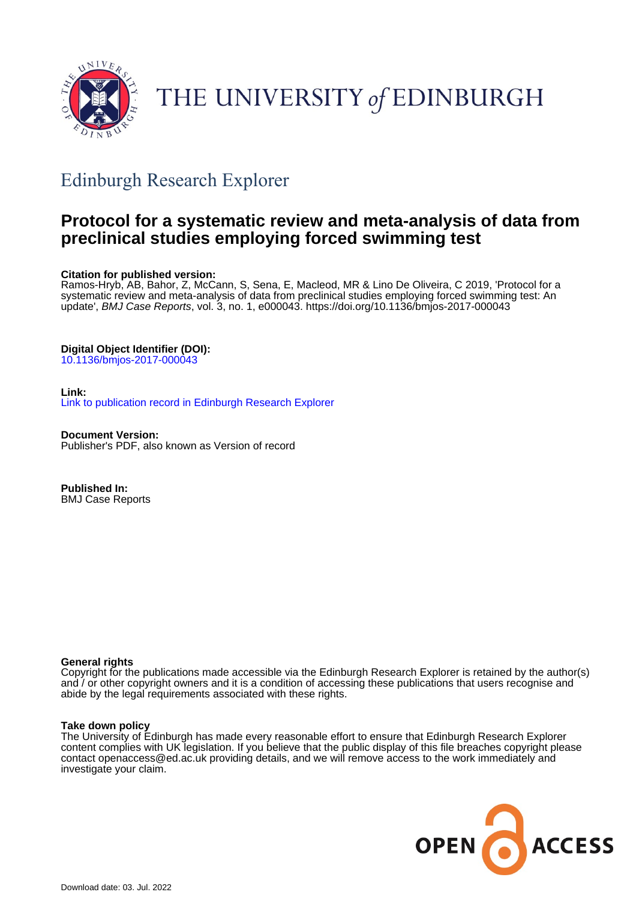THE UNIVERSITY *of* EDINBURGH

## Edinburgh Research Explorer

# Protocol for a systematic review and meta-analysis of data from preclinical studies employing forced swimming test

**Citation for published version:**
Ramos-Hryb, AB, Bahor, Z, McCann, S, Sena, E, Macleod, MR & Lino De Oliveira, C 2019, 'Protocol for a systematic review and meta-analysis of data from preclinical studies employing forced swimming test: An update', *BMJ Case Reports*, vol. 3, no. 1, e000043. https://doi.org/10.1136/bmjos-2017-000043

**Digital Object Identifier (DOI):**
10.1136/bmjos-2017-000043

**Link:**
Link to publication record in Edinburgh Research Explorer

**Document Version:**
Publisher's PDF, also known as Version of record

**Published In:**
BMJ Case Reports

**General rights**
Copyright for the publications made accessible via the Edinburgh Research Explorer is retained by the author(s) and / or other copyright owners and it is a condition of accessing these publications that users recognise and abide by the legal requirements associated with these rights.

**Take down policy**
The University of Edinburgh has made every reasonable effort to ensure that Edinburgh Research Explorer content complies with UK legislation. If you believe that the public display of this file breaches copyright please contact openaccess@ed.ac.uk providing details, and we will remove access to the work immediately and investigate your claim.

OPEN ACCESS

Download date: 03. Jul. 2022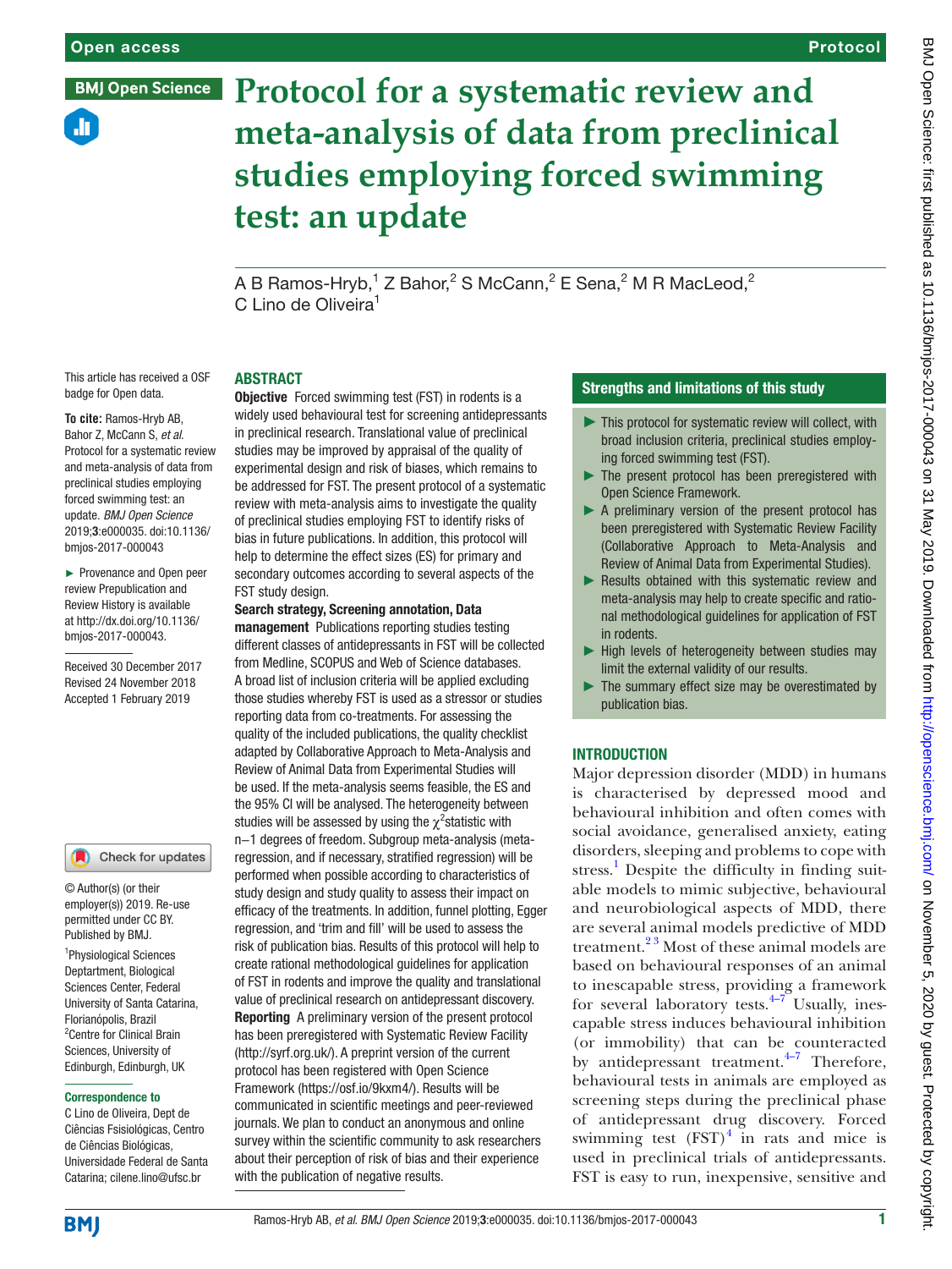# Protocol for a systematic review and meta-analysis of data from preclinical studies employing forced swimming test: an update

A B Ramos-Hryb,[1] Z Bahor,[2] S McCann,[2] E Sena,[2] M R MacLeod,[2] C Lino de Oliveira[1]

This article has received a OSF badge for Open data.

**To cite:** Ramos-Hryb AB, Bahor Z, McCann S, *et al*. Protocol for a systematic review and meta-analysis of data from preclinical studies employing forced swimming test: an update. *BMJ Open Science* 2019;**3**:e000035. doi:10.1136/bmjos-2017-000043

► Provenance and Open peer review Prepublication and Review History is available at http://dx.doi.org/10.1136/bmjos-2017-000043.

Received 30 December 2017
Revised 24 November 2018
Accepted 1 February 2019

© Author(s) (or their employer(s)) 2019. Re-use permitted under CC BY. Published by BMJ.

[1]Physiological Sciences Deptartment, Biological Sciences Center, Federal University of Santa Catarina, Florianópolis, Brazil
[2]Centre for Clinical Brain Sciences, University of Edinburgh, Edinburgh, UK

**Correspondence to**
C Lino de Oliveira, Dept de Ciências Fsisiológicas, Centro de Ciências Biológicas, Universidade Federal de Santa Catarina; cilene.lino@ufsc.br

## ABSTRACT

**Objective** Forced swimming test (FST) in rodents is a widely used behavioural test for screening antidepressants in preclinical research. Translational value of preclinical studies may be improved by appraisal of the quality of experimental design and risk of biases, which remains to be addressed for FST. The present protocol of a systematic review with meta-analysis aims to investigate the quality of preclinical studies employing FST to identify risks of bias in future publications. In addition, this protocol will help to determine the effect sizes (ES) for primary and secondary outcomes according to several aspects of the FST study design.

**Search strategy, Screening annotation, Data management** Publications reporting studies testing different classes of antidepressants in FST will be collected from Medline, SCOPUS and Web of Science databases. A broad list of inclusion criteria will be applied excluding those studies whereby FST is used as a stressor or studies reporting data from co-treatments. For assessing the quality of the included publications, the quality checklist adapted by Collaborative Approach to Meta-Analysis and Review of Animal Data from Experimental Studies will be used. If the meta-analysis seems feasible, the ES and the 95% CI will be analysed. The heterogeneity between studies will be assessed by using the $\chi^2$statistic with n–1 degrees of freedom. Subgroup meta-analysis (meta-regression, and if necessary, stratified regression) will be performed when possible according to characteristics of study design and study quality to assess their impact on efficacy of the treatments. In addition, funnel plotting, Egger regression, and 'trim and fill' will be used to assess the risk of publication bias. Results of this protocol will help to create rational methodological guidelines for application of FST in rodents and improve the quality and translational value of preclinical research on antidepressant discovery.

**Reporting** A preliminary version of the present protocol has been preregistered with Systematic Review Facility (http://syrf.org.uk/). A preprint version of the current protocol has been registered with Open Science Framework (https://osf.io/9kxm4/). Results will be communicated in scientific meetings and peer-reviewed journals. We plan to conduct an anonymous and online survey within the scientific community to ask researchers about their perception of risk of bias and their experience with the publication of negative results.

## Strengths and limitations of this study

- ► This protocol for systematic review will collect, with broad inclusion criteria, preclinical studies employing forced swimming test (FST).
- ► The present protocol has been preregistered with Open Science Framework.
- ► A preliminary version of the present protocol has been preregistered with Systematic Review Facility (Collaborative Approach to Meta-Analysis and Review of Animal Data from Experimental Studies).
- ► Results obtained with this systematic review and meta-analysis may help to create specific and rational methodological guidelines for application of FST in rodents.
- ► High levels of heterogeneity between studies may limit the external validity of our results.
- ► The summary effect size may be overestimated by publication bias.

## INTRODUCTION

Major depression disorder (MDD) in humans is characterised by depressed mood and behavioural inhibition and often comes with social avoidance, generalised anxiety, eating disorders, sleeping and problems to cope with stress.[1] Despite the difficulty in finding suitable models to mimic subjective, behavioural and neurobiological aspects of MDD, there are several animal models predictive of MDD treatment.[2,3] Most of these animal models are based on behavioural responses of an animal to inescapable stress, providing a framework for several laboratory tests.[4–7] Usually, inescapable stress induces behavioural inhibition (or immobility) that can be counteracted by antidepressant treatment.[4–7] Therefore, behavioural tests in animals are employed as screening steps during the preclinical phase of antidepressant drug discovery. Forced swimming test (FST)[4] in rats and mice is used in preclinical trials of antidepressants. FST is easy to run, inexpensive, sensitive and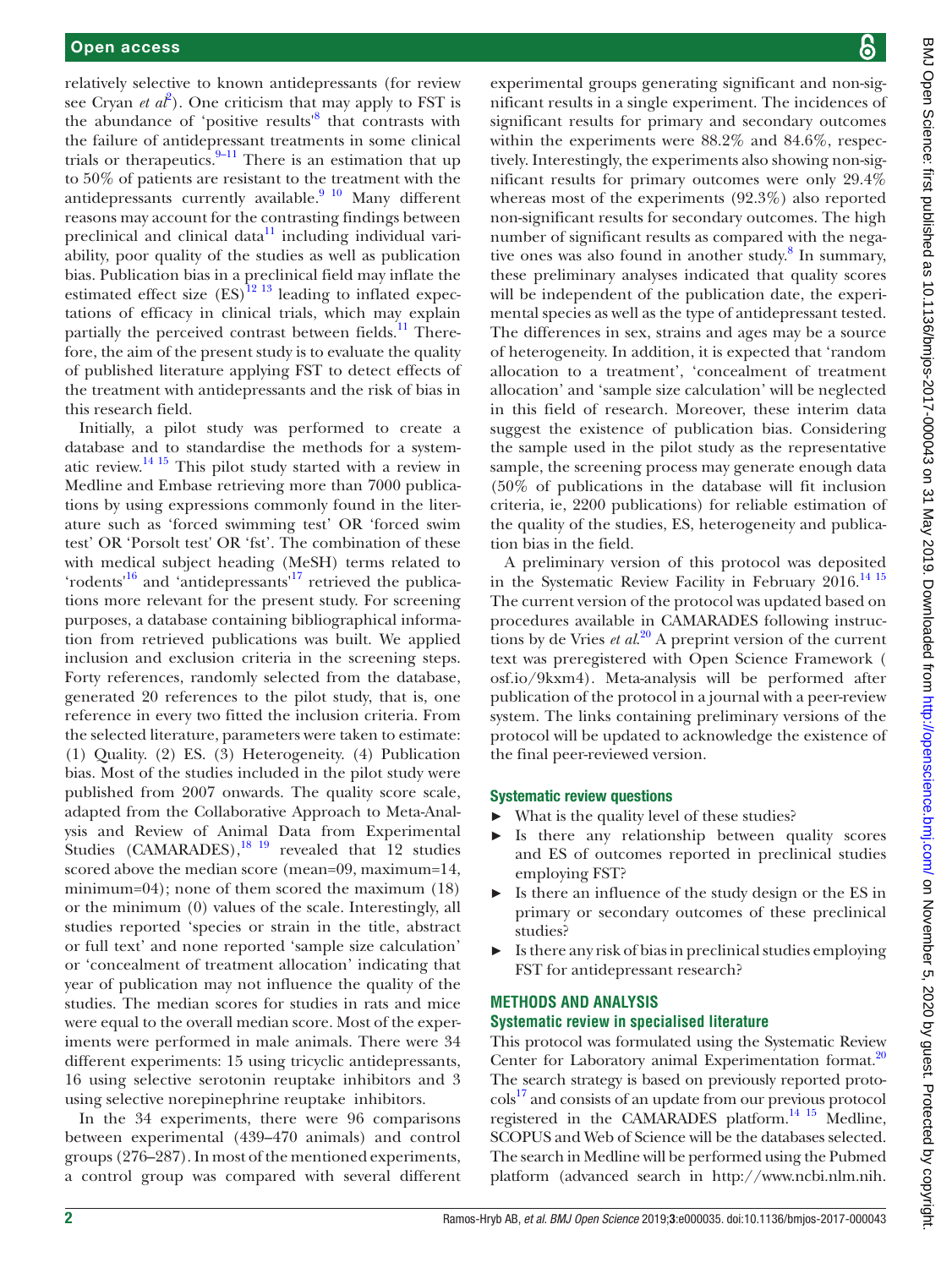relatively selective to known antidepressants (for review see Cryan *et al*[2]). One criticism that may apply to FST is the abundance of 'positive results'[8] that contrasts with the failure of antidepressant treatments in some clinical trials or therapeutics.[9–11] There is an estimation that up to 50% of patients are resistant to the treatment with the antidepressants currently available.[9 10] Many different reasons may account for the contrasting findings between preclinical and clinical data[11] including individual variability, poor quality of the studies as well as publication bias. Publication bias in a preclinical field may inflate the estimated effect size (ES)[12 13] leading to inflated expectations of efficacy in clinical trials, which may explain partially the perceived contrast between fields.[11] Therefore, the aim of the present study is to evaluate the quality of published literature applying FST to detect effects of the treatment with antidepressants and the risk of bias in this research field.

Initially, a pilot study was performed to create a database and to standardise the methods for a systematic review.[14 15] This pilot study started with a review in Medline and Embase retrieving more than 7000 publications by using expressions commonly found in the literature such as 'forced swimming test' OR 'forced swim test' OR 'Porsolt test' OR 'fst'. The combination of these with medical subject heading (MeSH) terms related to 'rodents'[16] and 'antidepressants'[17] retrieved the publications more relevant for the present study. For screening purposes, a database containing bibliographical information from retrieved publications was built. We applied inclusion and exclusion criteria in the screening steps. Forty references, randomly selected from the database, generated 20 references to the pilot study, that is, one reference in every two fitted the inclusion criteria. From the selected literature, parameters were taken to estimate: (1) Quality. (2) ES. (3) Heterogeneity. (4) Publication bias. Most of the studies included in the pilot study were published from 2007 onwards. The quality score scale, adapted from the Collaborative Approach to Meta-Analysis and Review of Animal Data from Experimental Studies (CAMARADES),[18 19] revealed that 12 studies scored above the median score (mean=09, maximum=14, minimum=04); none of them scored the maximum (18) or the minimum (0) values of the scale. Interestingly, all studies reported 'species or strain in the title, abstract or full text' and none reported 'sample size calculation' or 'concealment of treatment allocation' indicating that year of publication may not influence the quality of the studies. The median scores for studies in rats and mice were equal to the overall median score. Most of the experiments were performed in male animals. There were 34 different experiments: 15 using tricyclic antidepressants, 16 using selective serotonin reuptake inhibitors and 3 using selective norepinephrine reuptake inhibitors.

In the 34 experiments, there were 96 comparisons between experimental (439–470 animals) and control groups (276–287). In most of the mentioned experiments, a control group was compared with several different experimental groups generating significant and non-significant results in a single experiment. The incidences of significant results for primary and secondary outcomes within the experiments were 88.2% and 84.6%, respectively. Interestingly, the experiments also showing non-significant results for primary outcomes were only 29.4% whereas most of the experiments (92.3%) also reported non-significant results for secondary outcomes. The high number of significant results as compared with the negative ones was also found in another study.[8] In summary, these preliminary analyses indicated that quality scores will be independent of the publication date, the experimental species as well as the type of antidepressant tested. The differences in sex, strains and ages may be a source of heterogeneity. In addition, it is expected that 'random allocation to a treatment', 'concealment of treatment allocation' and 'sample size calculation' will be neglected in this field of research. Moreover, these interim data suggest the existence of publication bias. Considering the sample used in the pilot study as the representative sample, the screening process may generate enough data (50% of publications in the database will fit inclusion criteria, ie, 2200 publications) for reliable estimation of the quality of the studies, ES, heterogeneity and publication bias in the field.

A preliminary version of this protocol was deposited in the Systematic Review Facility in February 2016.[14 15] The current version of the protocol was updated based on procedures available in CAMARADES following instructions by de Vries *et al*.[20] A preprint version of the current text was preregistered with Open Science Framework (osf.io/9kxm4). Meta-analysis will be performed after publication of the protocol in a journal with a peer-review system. The links containing preliminary versions of the protocol will be updated to acknowledge the existence of the final peer-reviewed version.

### Systematic review questions

- What is the quality level of these studies?
- Is there any relationship between quality scores and ES of outcomes reported in preclinical studies employing FST?
- Is there an influence of the study design or the ES in primary or secondary outcomes of these preclinical studies?
- Is there any risk of bias in preclinical studies employing FST for antidepressant research?

## METHODS AND ANALYSIS

### Systematic review in specialised literature

This protocol was formulated using the Systematic Review Center for Laboratory animal Experimentation format.[20] The search strategy is based on previously reported protocols[17] and consists of an update from our previous protocol registered in the CAMARADES platform.[14 15] Medline, SCOPUS and Web of Science will be the databases selected. The search in Medline will be performed using the Pubmed platform (advanced search in http://www.ncbi.nlm.nih.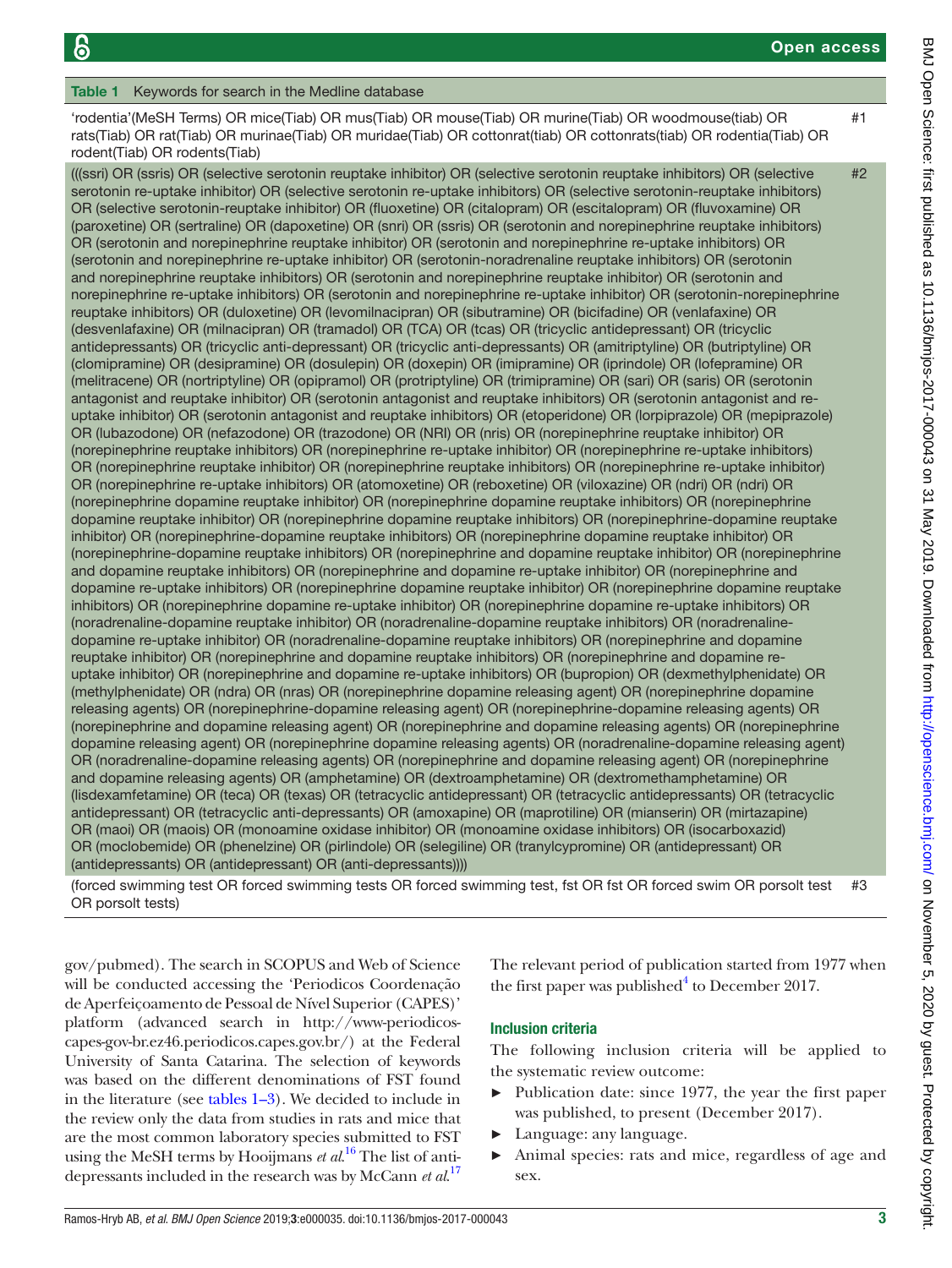**Table 1** Keywords for search in the Medline database

| | |
|---|---|
| 'rodentia'(MeSH Terms) OR mice(Tiab) OR mus(Tiab) OR mouse(Tiab) OR murine(Tiab) OR woodmouse(tiab) OR rats(Tiab) OR rat(Tiab) OR murinae(Tiab) OR muridae(Tiab) OR cottonrat(tiab) OR cottonrats(tiab) OR rodentia(Tiab) OR rodent(Tiab) OR rodents(Tiab) | #1 |
| (((ssri) OR (ssris) OR (selective serotonin reuptake inhibitor) OR (selective serotonin reuptake inhibitors) OR (selective serotonin re-uptake inhibitor) OR (selective serotonin re-uptake inhibitors) OR (selective serotonin-reuptake inhibitors) OR (selective serotonin-reuptake inhibitor) OR (fluoxetine) OR (citalopram) OR (escitalopram) OR (fluvoxamine) OR (paroxetine) OR (sertraline) OR (dapoxetine) OR (snri) OR (ssris) OR (serotonin and norepinephrine reuptake inhibitors) OR (serotonin and norepinephrine reuptake inhibitor) OR (serotonin and norepinephrine re-uptake inhibitors) OR (serotonin and norepinephrine re-uptake inhibitor) OR (serotonin-noradrenaline reuptake inhibitors) OR (serotonin and norepinephrine reuptake inhibitors) OR (serotonin and norepinephrine reuptake inhibitor) OR (serotonin and norepinephrine re-uptake inhibitors) OR (serotonin and norepinephrine re-uptake inhibitor) OR (serotonin-norepinephrine reuptake inhibitors) OR (duloxetine) OR (levomilnacipran) OR (sibutramine) OR (bicifadine) OR (venlafaxine) OR (desvenlafaxine) OR (milnacipran) OR (tramadol) OR (TCA) OR (tcas) OR (tricyclic antidepressant) OR (tricyclic antidepressants) OR (tricyclic anti-depressant) OR (tricyclic anti-depressants) OR (amitriptyline) OR (butriptyline) OR (clomipramine) OR (desipramine) OR (dosulepin) OR (doxepin) OR (imipramine) OR (iprindole) OR (lofepramine) OR (melitracene) OR (nortriptyline) OR (opipramol) OR (protriptyline) OR (trimipramine) OR (sari) OR (saris) OR (serotonin antagonist and reuptake inhibitor) OR (serotonin antagonist and reuptake inhibitors) OR (serotonin antagonist and re-uptake inhibitor) OR (serotonin antagonist and reuptake inhibitors) OR (etoperidone) OR (lorpiprazole) OR (mepiprazole) OR (lubazodone) OR (nefazodone) OR (trazodone) OR (NRI) OR (nris) OR (norepinephrine reuptake inhibitor) OR (norepinephrine reuptake inhibitors) OR (norepinephrine re-uptake inhibitor) OR (norepinephrine re-uptake inhibitors) OR (norepinephrine reuptake inhibitor) OR (norepinephrine reuptake inhibitors) OR (norepinephrine re-uptake inhibitor) OR (norepinephrine re-uptake inhibitors) OR (atomoxetine) OR (reboxetine) OR (viloxazine) OR (ndri) OR (ndri) OR (norepinephrine dopamine reuptake inhibitor) OR (norepinephrine dopamine reuptake inhibitors) OR (norepinephrine dopamine reuptake inhibitor) OR (norepinephrine dopamine reuptake inhibitors) OR (norepinephrine-dopamine reuptake inhibitor) OR (norepinephrine-dopamine reuptake inhibitors) OR (norepinephrine dopamine reuptake inhibitor) OR (norepinephrine-dopamine reuptake inhibitors) OR (norepinephrine and dopamine reuptake inhibitor) OR (norepinephrine and dopamine reuptake inhibitors) OR (norepinephrine and dopamine re-uptake inhibitor) OR (norepinephrine and dopamine re-uptake inhibitors) OR (norepinephrine dopamine reuptake inhibitor) OR (norepinephrine dopamine reuptake inhibitors) OR (norepinephrine dopamine re-uptake inhibitor) OR (norepinephrine dopamine re-uptake inhibitors) OR (noradrenaline-dopamine reuptake inhibitor) OR (noradrenaline-dopamine reuptake inhibitors) OR (noradrenaline-dopamine re-uptake inhibitor) OR (noradrenaline-dopamine reuptake inhibitors) OR (norepinephrine and dopamine reuptake inhibitor) OR (norepinephrine and dopamine reuptake inhibitors) OR (norepinephrine and dopamine re-uptake inhibitor) OR (norepinephrine and dopamine re-uptake inhibitors) OR (bupropion) OR (dexmethylphenidate) OR (methylphenidate) OR (ndra) OR (nras) OR (norepinephrine dopamine releasing agent) OR (norepinephrine dopamine releasing agents) OR (norepinephrine-dopamine releasing agent) OR (norepinephrine-dopamine releasing agents) OR (norepinephrine and dopamine releasing agent) OR (norepinephrine and dopamine releasing agents) OR (norepinephrine dopamine releasing agent) OR (norepinephrine dopamine releasing agents) OR (noradrenaline-dopamine releasing agent) OR (noradrenaline-dopamine releasing agents) OR (norepinephrine and dopamine releasing agent) OR (norepinephrine and dopamine releasing agents) OR (amphetamine) OR (dextroamphetamine) OR (dextromethamphetamine) OR (lisdexamfetamine) OR (teca) OR (texas) OR (tetracyclic antidepressant) OR (tetracyclic antidepressants) OR (tetracyclic antidepressant) OR (tetracyclic anti-depressants) OR (amoxapine) OR (maprotiline) OR (mianserin) OR (mirtazapine) OR (maoi) OR (maois) OR (monoamine oxidase inhibitor) OR (monoamine oxidase inhibitors) OR (isocarboxazid) OR (moclobemide) OR (phenelzine) OR (pirlindole) OR (selegiline) OR (tranylcypromine) OR (antidepressant) OR (antidepressants) OR (antidepressant) OR (anti-depressants)))) | #2 |
| (forced swimming test OR forced swimming tests OR forced swimming test, fst OR fst OR forced swim OR porsolt test OR porsolt tests) | #3 |

gov/pubmed). The search in SCOPUS and Web of Science will be conducted accessing the 'Periodicos Coordenação de Aperfeiçoamento de Pessoal de Nível Superior (CAPES)' platform (advanced search in http://www-periodicos-capes-gov-br.ez46.periodicos.capes.gov.br/) at the Federal University of Santa Catarina. The selection of keywords was based on the different denominations of FST found in the literature (see tables 1–3). We decided to include in the review only the data from studies in rats and mice that are the most common laboratory species submitted to FST using the MeSH terms by Hooijmans *et al*.[16] The list of antidepressants included in the research was by McCann *et al*.[17]

The relevant period of publication started from 1977 when the first paper was published[4] to December 2017.

## Inclusion criteria

The following inclusion criteria will be applied to the systematic review outcome:

- Publication date: since 1977, the year the first paper was published, to present (December 2017).
- Language: any language.
- Animal species: rats and mice, regardless of age and sex.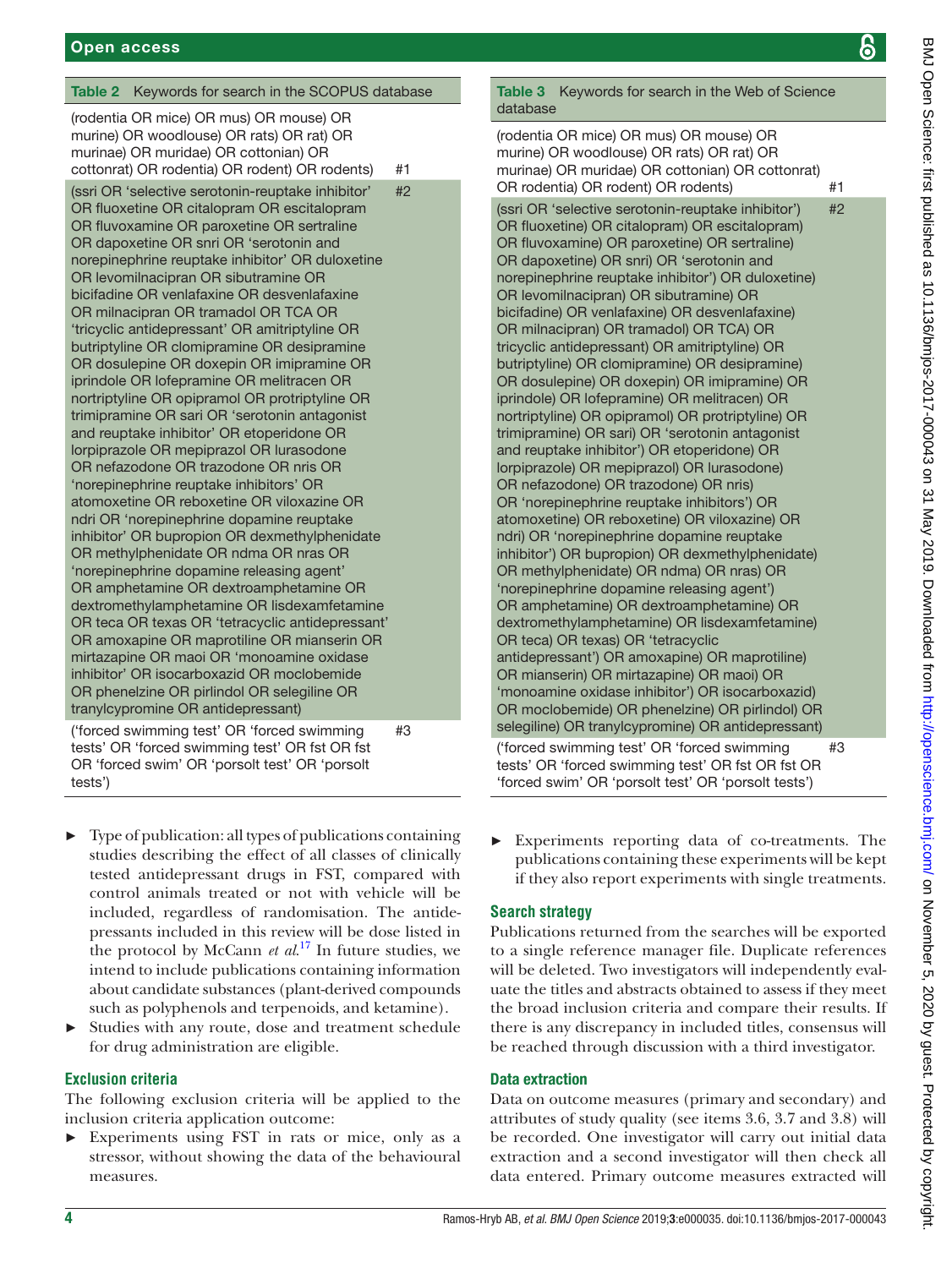**Table 2** Keywords for search in the SCOPUS database

| | |
|---|---|
| (rodentia OR mice) OR mus) OR mouse) OR murine) OR woodlouse) OR rats) OR rat) OR murinae) OR muridae) OR cottonian) OR cottonrat) OR rodentia) OR rodent) OR rodents) | #1 |
| (ssri OR 'selective serotonin-reuptake inhibitor' OR fluoxetine OR citalopram OR escitalopram OR fluvoxamine OR paroxetine OR sertraline OR dapoxetine OR snri OR 'serotonin and norepinephrine reuptake inhibitor' OR duloxetine OR levomilnacipran OR sibutramine OR bicifadine OR venlafaxine OR desvenlafaxine OR milnacipran OR tramadol OR TCA OR 'tricyclic antidepressant' OR amitriptyline OR butriptyline OR clomipramine OR desipramine OR dosulepine OR doxepin OR imipramine OR iprindole OR lofepramine OR melitracen OR nortriptyline OR opipramol OR protriptyline OR trimipramine OR sari OR 'serotonin antagonist and reuptake inhibitor' OR etoperidone OR lorpiprazole OR mepiprazol OR lurasodone OR nefazodone OR trazodone OR nris OR 'norepinephrine reuptake inhibitors' OR atomoxetine OR reboxetine OR viloxazine OR ndri OR 'norepinephrine dopamine reuptake inhibitor' OR bupropion OR dexmethylphenidate OR methylphenidate OR ndma OR nras OR 'norepinephrine dopamine releasing agent' OR amphetamine OR dextroamphetamine OR dextromethylamphetamine OR lisdexamfetamine OR teca OR texas OR 'tetracyclic antidepressant' OR amoxapine OR maprotiline OR mianserin OR mirtazapine OR maoi OR 'monoamine oxidase inhibitor' OR isocarboxazid OR moclobemide OR phenelzine OR pirlindol OR selegiline OR tranylcypromine OR antidepressant) | #2 |
| ('forced swimming test' OR 'forced swimming tests' OR 'forced swimming test' OR fst OR fst OR 'forced swim' OR 'porsolt test' OR 'porsolt tests') | #3 |

**Table 3** Keywords for search in the Web of Science database

| | |
|---|---|
| (rodentia OR mice) OR mus) OR mouse) OR murine) OR woodlouse) OR rats) OR rat) OR murinae) OR muridae) OR cottonian) OR cottonrat) OR rodentia) OR rodent) OR rodents) | #1 |
| (ssri OR 'selective serotonin-reuptake inhibitor') OR fluoxetine) OR citalopram) OR escitalopram) OR fluvoxamine) OR paroxetine) OR sertraline) OR dapoxetine) OR snri) OR 'serotonin and norepinephrine reuptake inhibitor') OR duloxetine) OR levomilnacipran) OR sibutramine) OR bicifadine) OR venlafaxine) OR desvenlafaxine) OR milnacipran) OR tramadol) OR TCA) OR tricyclic antidepressant) OR amitriptyline) OR butriptyline) OR clomipramine) OR desipramine) OR dosulepine) OR doxepin) OR imipramine) OR iprindole) OR lofepramine) OR melitracen) OR nortriptyline) OR opipramol) OR protriptyline) OR trimipramine) OR sari) OR 'serotonin antagonist and reuptake inhibitor') OR etoperidone) OR lorpiprazole) OR mepiprazol) OR lurasodone) OR nefazodone) OR trazodone) OR nris) OR 'norepinephrine reuptake inhibitors') OR atomoxetine) OR reboxetine) OR viloxazine) OR ndri) OR 'norepinephrine dopamine reuptake inhibitor') OR bupropion) OR dexmethylphenidate) OR methylphenidate) OR ndma) OR nras) OR 'norepinephrine dopamine releasing agent') OR amphetamine) OR dextroamphetamine) OR dextromethylamphetamine) OR lisdexamfetamine) OR teca) OR texas) OR 'tetracyclic antidepressant') OR amoxapine) OR maprotiline) OR mianserin) OR mirtazapine) OR maoi) OR 'monoamine oxidase inhibitor') OR isocarboxazid) OR moclobemide) OR phenelzine) OR pirlindol) OR selegiline) OR tranylcypromine) OR antidepressant) | #2 |
| ('forced swimming test' OR 'forced swimming tests' OR 'forced swimming test' OR fst OR fst OR 'forced swim' OR 'porsolt test' OR 'porsolt tests') | #3 |

- Type of publication: all types of publications containing studies describing the effect of all classes of clinically tested antidepressant drugs in FST, compared with control animals treated or not with vehicle will be included, regardless of randomisation. The antidepressants included in this review will be dose listed in the protocol by McCann *et al*.[17] In future studies, we intend to include publications containing information about candidate substances (plant-derived compounds such as polyphenols and terpenoids, and ketamine).
- Studies with any route, dose and treatment schedule for drug administration are eligible.

### Exclusion criteria

The following exclusion criteria will be applied to the inclusion criteria application outcome:

- Experiments using FST in rats or mice, only as a stressor, without showing the data of the behavioural measures.
- Experiments reporting data of co-treatments. The publications containing these experiments will be kept if they also report experiments with single treatments.

### Search strategy

Publications returned from the searches will be exported to a single reference manager file. Duplicate references will be deleted. Two investigators will independently evaluate the titles and abstracts obtained to assess if they meet the broad inclusion criteria and compare their results. If there is any discrepancy in included titles, consensus will be reached through discussion with a third investigator.

### Data extraction

Data on outcome measures (primary and secondary) and attributes of study quality (see items 3.6, 3.7 and 3.8) will be recorded. One investigator will carry out initial data extraction and a second investigator will then check all data entered. Primary outcome measures extracted will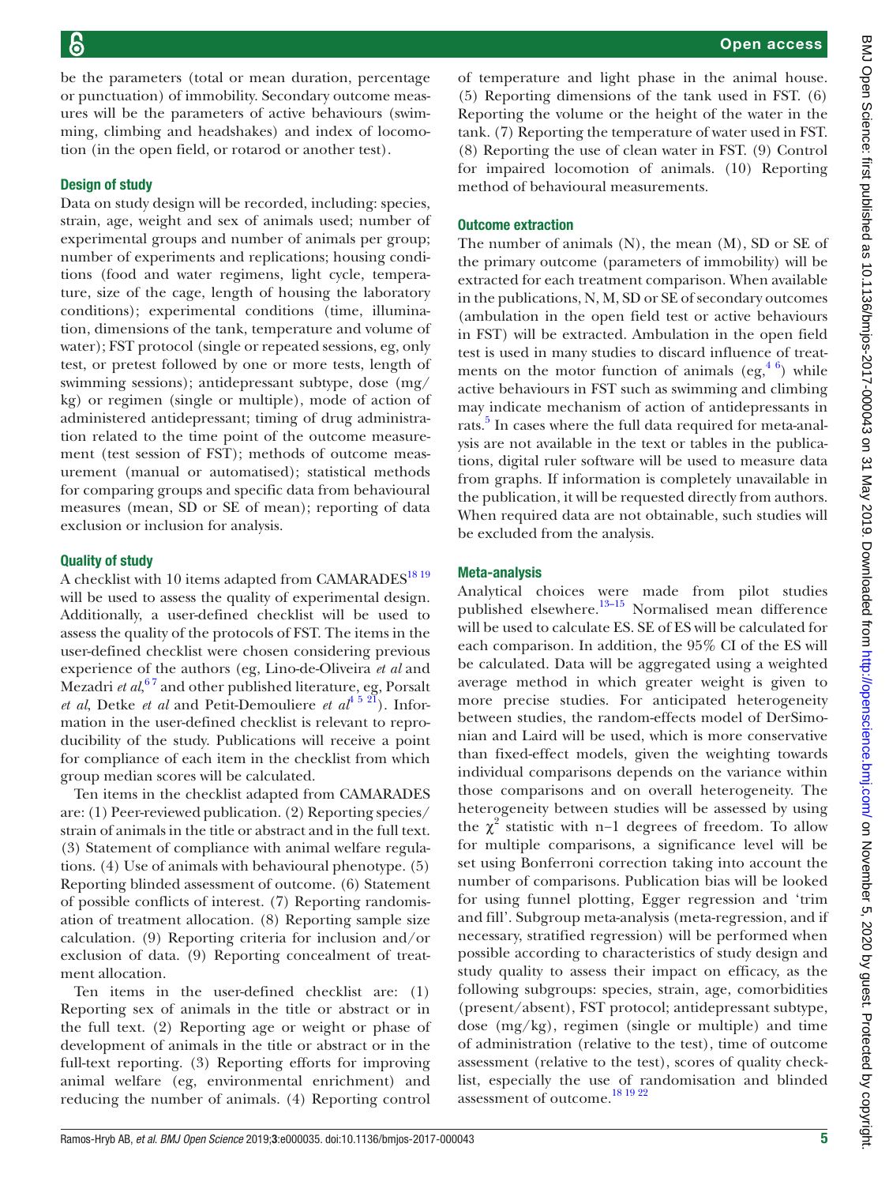be the parameters (total or mean duration, percentage or punctuation) of immobility. Secondary outcome measures will be the parameters of active behaviours (swimming, climbing and headshakes) and index of locomotion (in the open field, or rotarod or another test).

### Design of study

Data on study design will be recorded, including: species, strain, age, weight and sex of animals used; number of experimental groups and number of animals per group; number of experiments and replications; housing conditions (food and water regimens, light cycle, temperature, size of the cage, length of housing the laboratory conditions); experimental conditions (time, illumination, dimensions of the tank, temperature and volume of water); FST protocol (single or repeated sessions, eg, only test, or pretest followed by one or more tests, length of swimming sessions); antidepressant subtype, dose (mg/kg) or regimen (single or multiple), mode of action of administered antidepressant; timing of drug administration related to the time point of the outcome measurement (test session of FST); methods of outcome measurement (manual or automatised); statistical methods for comparing groups and specific data from behavioural measures (mean, SD or SE of mean); reporting of data exclusion or inclusion for analysis.

### Quality of study

A checklist with 10 items adapted from CAMARADES[18 19] will be used to assess the quality of experimental design. Additionally, a user-defined checklist will be used to assess the quality of the protocols of FST. The items in the user-defined checklist were chosen considering previous experience of the authors (eg, Lino-de-Oliveira *et al* and Mezadri *et al*,[6 7] and other published literature, eg, Porsalt *et al*, Detke *et al* and Petit-Demouliere *et al*[4 5 21]). Information in the user-defined checklist is relevant to reproducibility of the study. Publications will receive a point for compliance of each item in the checklist from which group median scores will be calculated.

Ten items in the checklist adapted from CAMARADES are: (1) Peer-reviewed publication. (2) Reporting species/strain of animals in the title or abstract and in the full text. (3) Statement of compliance with animal welfare regulations. (4) Use of animals with behavioural phenotype. (5) Reporting blinded assessment of outcome. (6) Statement of possible conflicts of interest. (7) Reporting randomisation of treatment allocation. (8) Reporting sample size calculation. (9) Reporting criteria for inclusion and/or exclusion of data. (9) Reporting concealment of treatment allocation.

Ten items in the user-defined checklist are: (1) Reporting sex of animals in the title or abstract or in the full text. (2) Reporting age or weight or phase of development of animals in the title or abstract or in the full-text reporting. (3) Reporting efforts for improving animal welfare (eg, environmental enrichment) and reducing the number of animals. (4) Reporting control of temperature and light phase in the animal house. (5) Reporting dimensions of the tank used in FST. (6) Reporting the volume or the height of the water in the tank. (7) Reporting the temperature of water used in FST. (8) Reporting the use of clean water in FST. (9) Control for impaired locomotion of animals. (10) Reporting method of behavioural measurements.

### Outcome extraction

The number of animals (N), the mean (M), SD or SE of the primary outcome (parameters of immobility) will be extracted for each treatment comparison. When available in the publications, N, M, SD or SE of secondary outcomes (ambulation in the open field test or active behaviours in FST) will be extracted. Ambulation in the open field test is used in many studies to discard influence of treatments on the motor function of animals (eg,[4 6]) while active behaviours in FST such as swimming and climbing may indicate mechanism of action of antidepressants in rats.[5] In cases where the full data required for meta-analysis are not available in the text or tables in the publications, digital ruler software will be used to measure data from graphs. If information is completely unavailable in the publication, it will be requested directly from authors. When required data are not obtainable, such studies will be excluded from the analysis.

### Meta-analysis

Analytical choices were made from pilot studies published elsewhere.[13–15] Normalised mean difference will be used to calculate ES. SE of ES will be calculated for each comparison. In addition, the 95% CI of the ES will be calculated. Data will be aggregated using a weighted average method in which greater weight is given to more precise studies. For anticipated heterogeneity between studies, the random-effects model of DerSimonian and Laird will be used, which is more conservative than fixed-effect models, given the weighting towards individual comparisons depends on the variance within those comparisons and on overall heterogeneity. The heterogeneity between studies will be assessed by using the $\chi^2$ statistic with n−1 degrees of freedom. To allow for multiple comparisons, a significance level will be set using Bonferroni correction taking into account the number of comparisons. Publication bias will be looked for using funnel plotting, Egger regression and 'trim and fill'. Subgroup meta-analysis (meta-regression, and if necessary, stratified regression) will be performed when possible according to characteristics of study design and study quality to assess their impact on efficacy, as the following subgroups: species, strain, age, comorbidities (present/absent), FST protocol; antidepressant subtype, dose (mg/kg), regimen (single or multiple) and time of administration (relative to the test), time of outcome assessment (relative to the test), scores of quality checklist, especially the use of randomisation and blinded assessment of outcome.[18 19 22]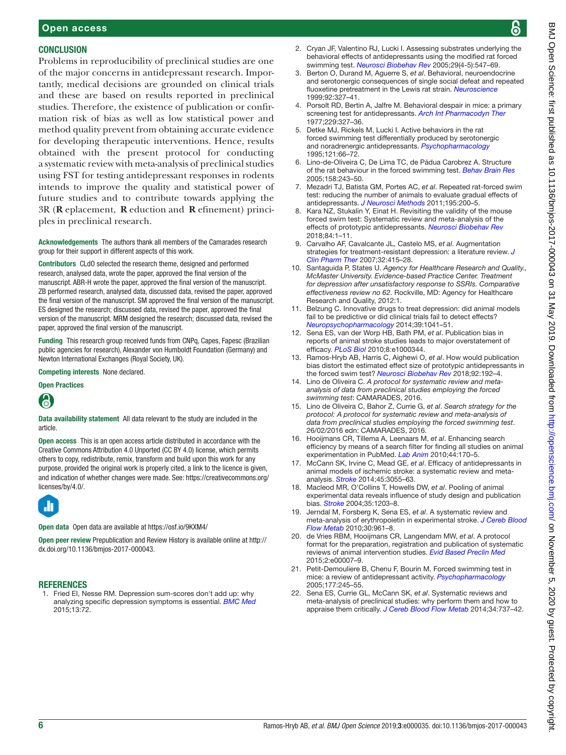## CONCLUSION

Problems in reproducibility of preclinical studies are one of the major concerns in antidepressant research. Importantly, medical decisions are grounded on clinical trials and these are based on results reported in preclinical studies. Therefore, the existence of publication or confirmation risk of bias as well as low statistical power and method quality prevent from obtaining accurate evidence for developing therapeutic interventions. Hence, results obtained with the present protocol for conducting a systematic review with meta-analysis of preclinical studies using FST for testing antidepressant responses in rodents intends to improve the quality and statistical power of future studies and to contribute towards applying the 3R (**R** eplacement, **R** eduction and **R** efinement) principles in preclinical research.

**Acknowledgements** The authors thank all members of the Camarades research group for their support in different aspects of this work.

**Contributors** CLdO selected the research theme, designed and performed research, analysed data, wrote the paper, approved the final version of the manuscript. ABR-H wrote the paper, approved the final version of the manuscript. ZB performed research, analysed data, discussed data, revised the paper, approved the final version of the manuscript. SM approved the final version of the manuscript. ES designed the research; discussed data, revised the paper, approved the final version of the manuscript. MRM designed the research; discussed data, revised the paper, approved the final version of the manuscript.

**Funding** This research group received funds from CNPq, Capes, Fapesc (Brazilian public agencies for research), Alexander von Humboldt Foundation (Germany) and Newton International Exchanges (Royal Society, UK).

**Competing interests** None declared.

**Open Practices**

**Data availability statement** All data relevant to the study are included in the article.

**Open access** This is an open access article distributed in accordance with the Creative Commons Attribution 4.0 Unported (CC BY 4.0) license, which permits others to copy, redistribute, remix, transform and build upon this work for any purpose, provided the original work is properly cited, a link to the licence is given, and indication of whether changes were made. See: https://creativecommons.org/licenses/by/4.0/.

**Open data** Open data are available at https://osf.io/9KXM4/

**Open peer review** Prepublication and Review History is available online at http://dx.doi.org/10.1136/bmjos-2017-000043.

## REFERENCES

1. Fried EI, Nesse RM. Depression sum-scores don't add up: why analyzing specific depression symptoms is essential. *BMC Med* 2015;13:72.
2. Cryan JF, Valentino RJ, Lucki I. Assessing substrates underlying the behavioral effects of antidepressants using the modified rat forced swimming test. *Neurosci Biobehav Rev* 2005;29(4-5):547–69.
3. Berton O, Durand M, Aguerre S, *et al*. Behavioral, neuroendocrine and serotonergic consequences of single social defeat and repeated fluoxetine pretreatment in the Lewis rat strain. *Neuroscience* 1999;92:327–41.
4. Porsolt RD, Bertin A, Jalfre M. Behavioral despair in mice: a primary screening test for antidepressants. *Arch Int Pharmacodyn Ther* 1977;229:327–36.
5. Detke MJ, Rickels M, Lucki I. Active behaviors in the rat forced swimming test differentially produced by serotonergic and noradrenergic antidepressants. *Psychopharmacology* 1995;121:66–72.
6. Lino-de-Oliveira C, De Lima TC, de Pádua Carobrez A. Structure of the rat behaviour in the forced swimming test. *Behav Brain Res* 2005;158:243–50.
7. Mezadri TJ, Batista GM, Portes AC, *et al*. Repeated rat-forced swim test: reducing the number of animals to evaluate gradual effects of antidepressants. *J Neurosci Methods* 2011;195:200–5.
8. Kara NZ, Stukalin Y, Einat H. Revisiting the validity of the mouse forced swim test: Systematic review and meta-analysis of the effects of prototypic antidepressants. *Neurosci Biobehav Rev* 2018;84:1–11.
9. Carvalho AF, Cavalcante JL, Castelo MS, *et al*. Augmentation strategies for treatment-resistant depression: a literature review. *J Clin Pharm Ther* 2007;32:415–28.
10. Santaguida P, States U. *Agency for Healthcare Research and Quality., McMaster University. Evidence-based Practice Center. Treatment for depression after unsatisfactory response to SSRIs. Comparative effectiveness review no 62*. Rockville, MD: Agency for Healthcare Research and Quality, 2012:1.
11. Belzung C. Innovative drugs to treat depression: did animal models fail to be predictive or did clinical trials fail to detect effects? *Neuropsychopharmacology* 2014;39:1041–51.
12. Sena ES, van der Worp HB, Bath PM, *et al*. Publication bias in reports of animal stroke studies leads to major overstatement of efficacy. *PLoS Biol* 2010;8:e1000344.
13. Ramos-Hryb AB, Harris C, Aighewi O, *et al*. How would publication bias distort the estimated effect size of prototypic antidepressants in the forced swim test? *Neurosci Biobehav Rev* 2018;92:192–4.
14. Lino de Oliveira C. *A protocol for systematic review and meta-analysis of data from preclinical studies employing the forced swimming test*: CAMARADES, 2016.
15. Lino de Oliveira C, Bahor Z, Currie G, *et al*. *Search strategy for the protocol: A protocol for systematic review and meta-analysis of data from preclinical studies employing the forced swimming test*. 26/02/2016 edn: CAMARADES, 2016.
16. Hooijmans CR, Tillema A, Leenaars M, *et al*. Enhancing search efficiency by means of a search filter for finding all studies on animal experimentation in PubMed. *Lab Anim* 2010;44:170–5.
17. McCann SK, Irvine C, Mead GE, *et al*. Efficacy of antidepressants in animal models of ischemic stroke: a systematic review and meta-analysis. *Stroke* 2014;45:3055–63.
18. Macleod MR, O'Collins T, Howells DW, *et al*. Pooling of animal experimental data reveals influence of study design and publication bias. *Stroke* 2004;35:1203–8.
19. Jerndal M, Forsberg K, Sena ES, *et al*. A systematic review and meta-analysis of erythropoietin in experimental stroke. *J Cereb Blood Flow Metab* 2010;30:961–8.
20. de Vries RBM, Hooijmans CR, Langendam MW, *et al*. A protocol format for the preparation, registration and publication of systematic reviews of animal intervention studies. *Evid Based Preclin Med* 2015;2:e00007–9.
21. Petit-Demouliere B, Chenu F, Bourin M. Forced swimming test in mice: a review of antidepressant activity. *Psychopharmacology* 2005;177:245–55.
22. Sena ES, Currie GL, McCann SK, *et al*. Systematic reviews and meta-analysis of preclinical studies: why perform them and how to appraise them critically. *J Cereb Blood Flow Metab* 2014;34:737–42.